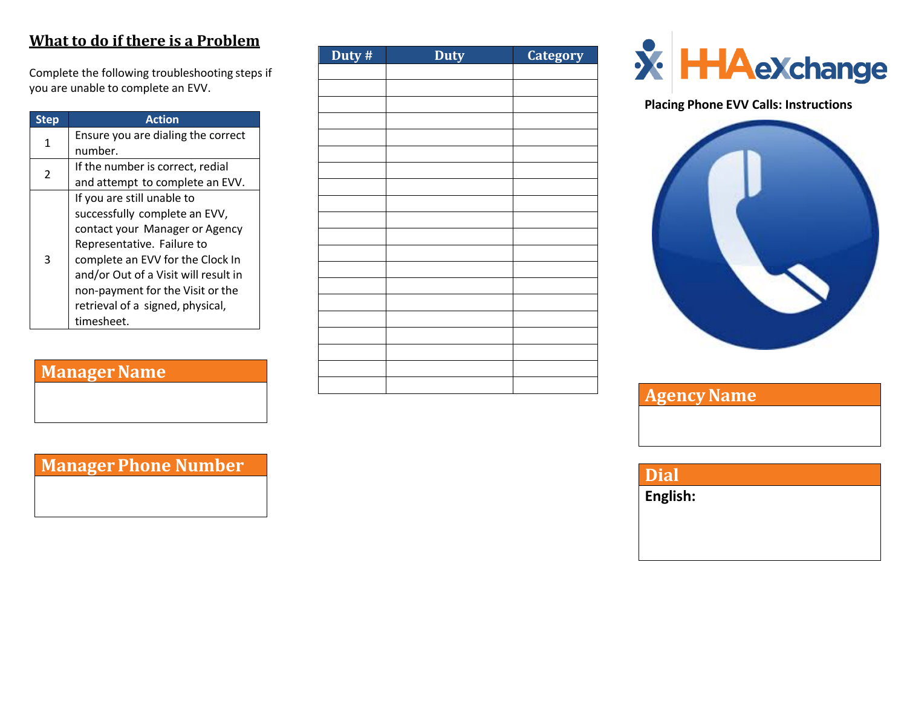## What to do if there is a Problem

Complete the following troubleshooting steps if you are unable to complete an EVV.

| Step | Action |
|---|---|
| 1 | Ensure you are dialing the correct number. |
| 2 | If the number is correct, redial and attempt to complete an EVV. |
| 3 | If you are still unable to successfully complete an EVV, contact your Manager or Agency Representative. Failure to complete an EVV for the Clock In and/or Out of a Visit will result in non-payment for the Visit or the retrieval of a signed, physical, timesheet. |

**Manager Name**

**Manager Phone Number**

| Duty # | Duty | Category |
|---|---|---|
| | | |
| | | |
| | | |
| | | |
| | | |
| | | |
| | | |
| | | |
| | | |
| | | |
| | | |
| | | |
| | | |
| | | |
| | | |
| | | |
| | | |
| | | |
| | | |
| | | |

HHAeXchange

**Placing Phone EVV Calls: Instructions**

**Agency Name**

**Dial**

**English:**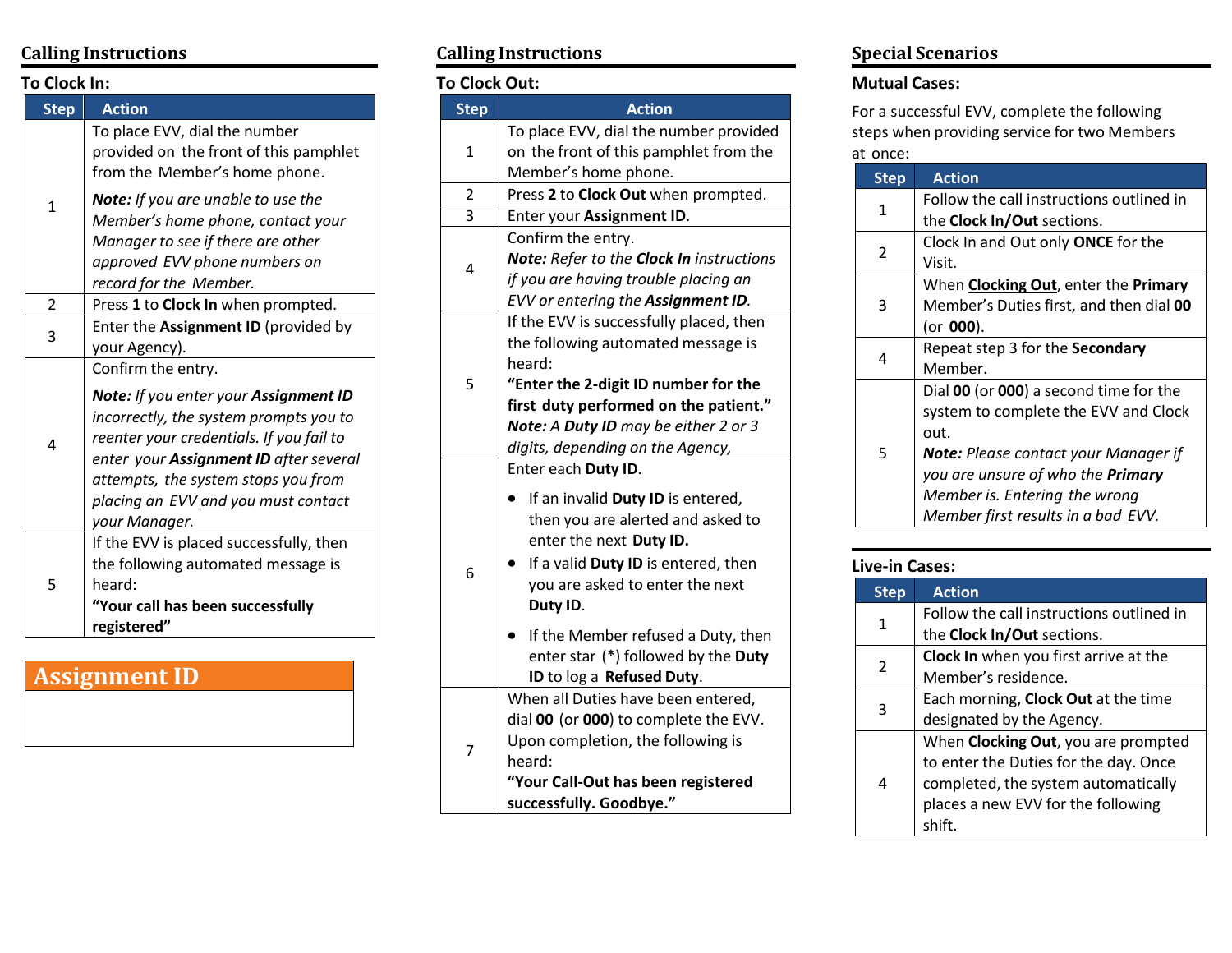## Calling Instructions

### To Clock In:

| Step | Action |
|---|---|
| 1 | To place EVV, dial the number provided on the front of this pamphlet from the Member's home phone. *Note: If you are unable to use the Member's home phone, contact your Manager to see if there are other approved EVV phone numbers on record for the Member.* |
| 2 | Press **1** to **Clock In** when prompted. |
| 3 | Enter the **Assignment ID** (provided by your Agency). |
| 4 | Confirm the entry. ***Note:** If you enter your **Assignment ID** incorrectly, the system prompts you to reenter your credentials. If you fail to enter your **Assignment ID** after several attempts, the system stops you from placing an EVV and you must contact your Manager.* |
| 5 | If the EVV is placed successfully, then the following automated message is heard: **"Your call has been successfully registered"** |

## Assignment ID

## Calling Instructions

### To Clock Out:

| Step | Action |
|---|---|
| 1 | To place EVV, dial the number provided on the front of this pamphlet from the Member's home phone. |
| 2 | Press **2** to **Clock Out** when prompted. |
| 3 | Enter your **Assignment ID**. |
| 4 | Confirm the entry. ***Note:** Refer to the **Clock In** instructions if you are having trouble placing an EVV or entering the **Assignment ID**.* |
| 5 | If the EVV is successfully placed, then the following automated message is heard: **"Enter the 2-digit ID number for the first duty performed on the patient."** ***Note:** A **Duty ID** may be either 2 or 3 digits, depending on the Agency,* |
| 6 | Enter each **Duty ID**. <br>• If an invalid **Duty ID** is entered, then you are alerted and asked to enter the next **Duty ID.** <br>• If a valid **Duty ID** is entered, then you are asked to enter the next **Duty ID**. <br>• If the Member refused a Duty, then enter star (*) followed by the **Duty ID** to log a **Refused Duty**. |
| 7 | When all Duties have been entered, dial **00** (or **000**) to complete the EVV. Upon completion, the following is heard: **"Your Call-Out has been registered successfully. Goodbye."** |

## Special Scenarios

### Mutual Cases:

For a successful EVV, complete the following steps when providing service for two Members at once:

| Step | Action |
|---|---|
| 1 | Follow the call instructions outlined in the **Clock In/Out** sections. |
| 2 | Clock In and Out only **ONCE** for the Visit. |
| 3 | When **Clocking Out**, enter the **Primary** Member's Duties first, and then dial **00** (or **000**). |
| 4 | Repeat step 3 for the **Secondary** Member. |
| 5 | Dial **00** (or **000**) a second time for the system to complete the EVV and Clock out. ***Note:** Please contact your Manager if you are unsure of who the **Primary** Member is. Entering the wrong Member first results in a bad EVV.* |

### Live-in Cases:

| Step | Action |
|---|---|
| 1 | Follow the call instructions outlined in the **Clock In/Out** sections. |
| 2 | **Clock In** when you first arrive at the Member's residence. |
| 3 | Each morning, **Clock Out** at the time designated by the Agency. |
| 4 | When **Clocking Out**, you are prompted to enter the Duties for the day. Once completed, the system automatically places a new EVV for the following shift. |